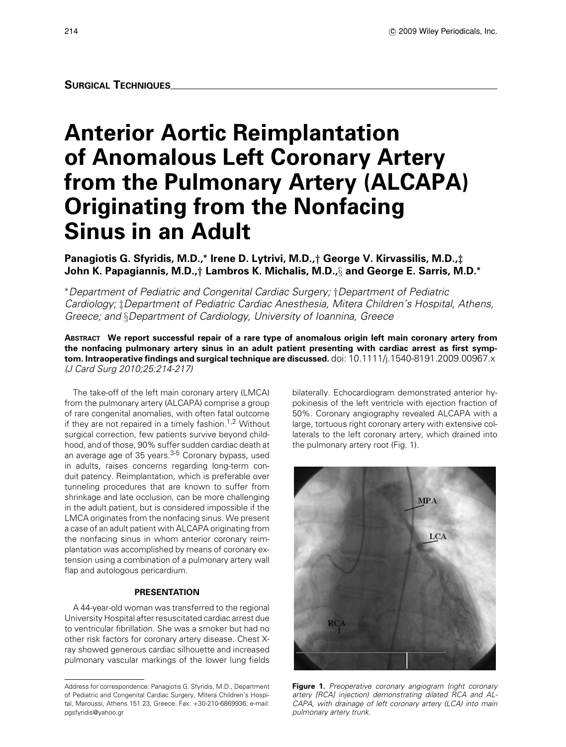**Surgical Techniques**

# Anterior Aortic Reimplantation of Anomalous Left Coronary Artery from the Pulmonary Artery (ALCAPA) Originating from the Nonfacing Sinus in an Adult

**Panagiotis G. Sfyridis, M.D.,* Irene D. Lytrivi, M.D.,† George V. Kirvassilis, M.D.,‡ John K. Papagiannis, M.D.,† Lambros K. Michalis, M.D.,§ and George E. Sarris, M.D.***

*\*Department of Pediatric and Congenital Cardiac Surgery; †Department of Pediatric Cardiology; ‡Department of Pediatric Cardiac Anesthesia, Mitera Children's Hospital, Athens, Greece; and §Department of Cardiology, University of Ioannina, Greece*

**Abstract** **We report successful repair of a rare type of anomalous origin left main coronary artery from the nonfacing pulmonary artery sinus in an adult patient presenting with cardiac arrest as first symptom. Intraoperative findings and surgical technique are discussed.** doi: 10.1111/j.1540-8191.2009.00967.x *(J Card Surg 2010;25:214-217)*

The take-off of the left main coronary artery (LMCA) from the pulmonary artery (ALCAPA) comprise a group of rare congenital anomalies, with often fatal outcome if they are not repaired in a timely fashion.[1,2] Without surgical correction, few patients survive beyond childhood, and of those, 90% suffer sudden cardiac death at an average age of 35 years.[3-5] Coronary bypass, used in adults, raises concerns regarding long-term conduit patency. Reimplantation, which is preferable over tunneling procedures that are known to suffer from shrinkage and late occlusion, can be more challenging in the adult patient, but is considered impossible if the LMCA originates from the nonfacing sinus. We present a case of an adult patient with ALCAPA originating from the nonfacing sinus in whom anterior coronary reimplantation was accomplished by means of coronary extension using a combination of a pulmonary artery wall flap and autologous pericardium.

## PRESENTATION

A 44-year-old woman was transferred to the regional University Hospital after resuscitated cardiac arrest due to ventricular fibrillation. She was a smoker but had no other risk factors for coronary artery disease. Chest X-ray showed generous cardiac silhouette and increased pulmonary vascular markings of the lower lung fields bilaterally. Echocardiogram demonstrated anterior hypokinesis of the left ventricle with ejection fraction of 50%. Coronary angiography revealed ALCAPA with a large, tortuous right coronary artery with extensive collaterals to the left coronary artery, which drained into the pulmonary artery root (Fig. 1).

**Figure 1.** *Preoperative coronary angiogram (right coronary artery [RCA] injection) demonstrating dilated RCA and ALCAPA, with drainage of left coronary artery (LCA) into main pulmonary artery trunk.*

Address for correspondence: Panagiotis G. Sfyridis, M.D., Department of Pediatric and Congenital Cardiac Surgery, Mitera Children's Hospital, Maroussi, Athens 151 23, Greece. Fax: +30-210-6869936; e-mail: pgsfyridis@yahoo.gr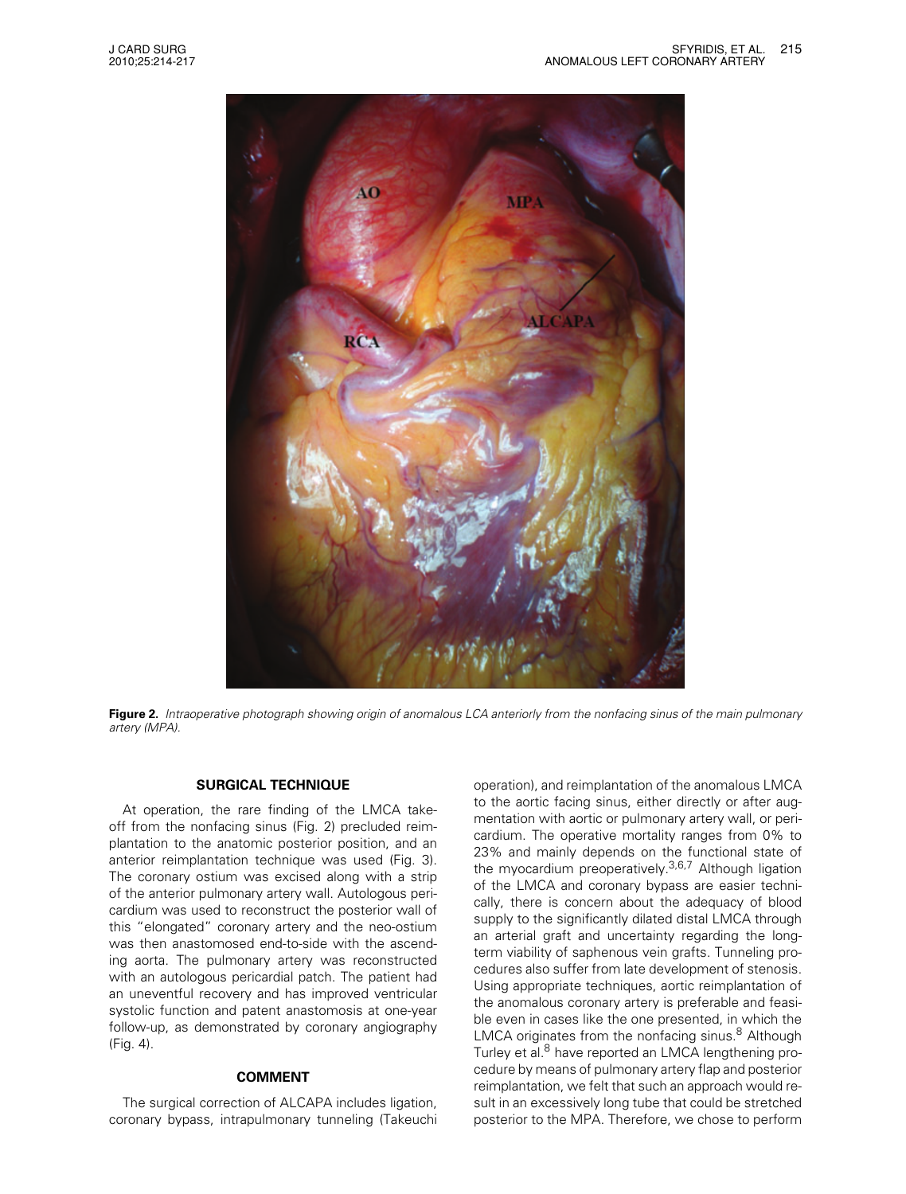**Figure 2.** *Intraoperative photograph showing origin of anomalous LCA anteriorly from the nonfacing sinus of the main pulmonary artery (MPA).*

## SURGICAL TECHNIQUE

At operation, the rare finding of the LMCA takeoff from the nonfacing sinus (Fig. 2) precluded reimplantation to the anatomic posterior position, and an anterior reimplantation technique was used (Fig. 3). The coronary ostium was excised along with a strip of the anterior pulmonary artery wall. Autologous pericardium was used to reconstruct the posterior wall of this "elongated" coronary artery and the neo-ostium was then anastomosed end-to-side with the ascending aorta. The pulmonary artery was reconstructed with an autologous pericardial patch. The patient had an uneventful recovery and has improved ventricular systolic function and patent anastomosis at one-year follow-up, as demonstrated by coronary angiography (Fig. 4).

## COMMENT

The surgical correction of ALCAPA includes ligation, coronary bypass, intrapulmonary tunneling (Takeuchi operation), and reimplantation of the anomalous LMCA to the aortic facing sinus, either directly or after augmentation with aortic or pulmonary artery wall, or pericardium. The operative mortality ranges from 0% to 23% and mainly depends on the functional state of the myocardium preoperatively.[3,6,7] Although ligation of the LMCA and coronary bypass are easier technically, there is concern about the adequacy of blood supply to the significantly dilated distal LMCA through an arterial graft and uncertainty regarding the long-term viability of saphenous vein grafts. Tunneling procedures also suffer from late development of stenosis. Using appropriate techniques, aortic reimplantation of the anomalous coronary artery is preferable and feasible even in cases like the one presented, in which the LMCA originates from the nonfacing sinus.[8] Although Turley et al.[8] have reported an LMCA lengthening procedure by means of pulmonary artery flap and posterior reimplantation, we felt that such an approach would result in an excessively long tube that could be stretched posterior to the MPA. Therefore, we chose to perform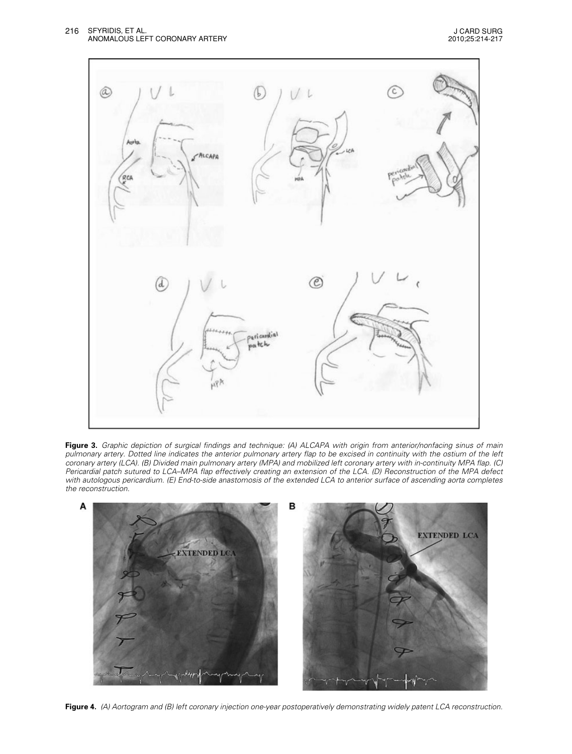**Figure 3.** *Graphic depiction of surgical findings and technique: (A) ALCAPA with origin from anterior/nonfacing sinus of main pulmonary artery. Dotted line indicates the anterior pulmonary artery flap to be excised in continuity with the ostium of the left coronary artery (LCA). (B) Divided main pulmonary artery (MPA) and mobilized left coronary artery with in-continuity MPA flap. (C) Pericardial patch sutured to LCA–MPA flap effectively creating an extension of the LCA. (D) Reconstruction of the MPA defect with autologous pericardium. (E) End-to-side anastomosis of the extended LCA to anterior surface of ascending aorta completes the reconstruction.*

**Figure 4.** *(A) Aortogram and (B) left coronary injection one-year postoperatively demonstrating widely patent LCA reconstruction.*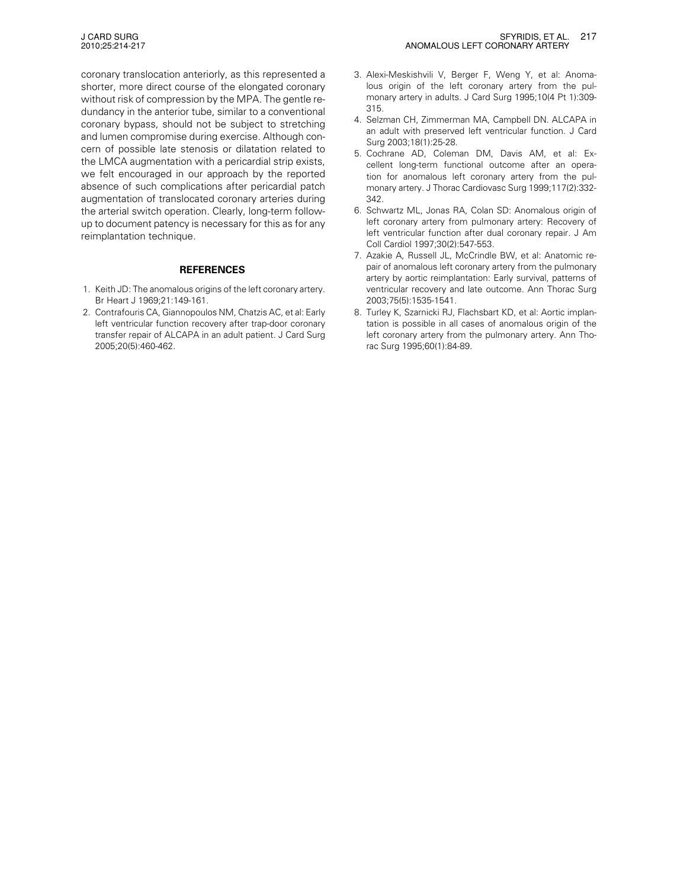coronary translocation anteriorly, as this represented a shorter, more direct course of the elongated coronary without risk of compression by the MPA. The gentle redundancy in the anterior tube, similar to a conventional coronary bypass, should not be subject to stretching and lumen compromise during exercise. Although concern of possible late stenosis or dilatation related to the LMCA augmentation with a pericardial strip exists, we felt encouraged in our approach by the reported absence of such complications after pericardial patch augmentation of translocated coronary arteries during the arterial switch operation. Clearly, long-term follow-up to document patency is necessary for this as for any reimplantation technique.

## REFERENCES

1. Keith JD: The anomalous origins of the left coronary artery. Br Heart J 1969;21:149-161.
2. Contrafouris CA, Giannopoulos NM, Chatzis AC, et al: Early left ventricular function recovery after trap-door coronary transfer repair of ALCAPA in an adult patient. J Card Surg 2005;20(5):460-462.
3. Alexi-Meskishvili V, Berger F, Weng Y, et al: Anomalous origin of the left coronary artery from the pulmonary artery in adults. J Card Surg 1995;10(4 Pt 1):309-315.
4. Selzman CH, Zimmerman MA, Campbell DN. ALCAPA in an adult with preserved left ventricular function. J Card Surg 2003;18(1):25-28.
5. Cochrane AD, Coleman DM, Davis AM, et al: Excellent long-term functional outcome after an operation for anomalous left coronary artery from the pulmonary artery. J Thorac Cardiovasc Surg 1999;117(2):332-342.
6. Schwartz ML, Jonas RA, Colan SD: Anomalous origin of left coronary artery from pulmonary artery: Recovery of left ventricular function after dual coronary repair. J Am Coll Cardiol 1997;30(2):547-553.
7. Azakie A, Russell JL, McCrindle BW, et al: Anatomic repair of anomalous left coronary artery from the pulmonary artery by aortic reimplantation: Early survival, patterns of ventricular recovery and late outcome. Ann Thorac Surg 2003;75(5):1535-1541.
8. Turley K, Szarnicki RJ, Flachsbart KD, et al: Aortic implantation is possible in all cases of anomalous origin of the left coronary artery from the pulmonary artery. Ann Thorac Surg 1995;60(1):84-89.